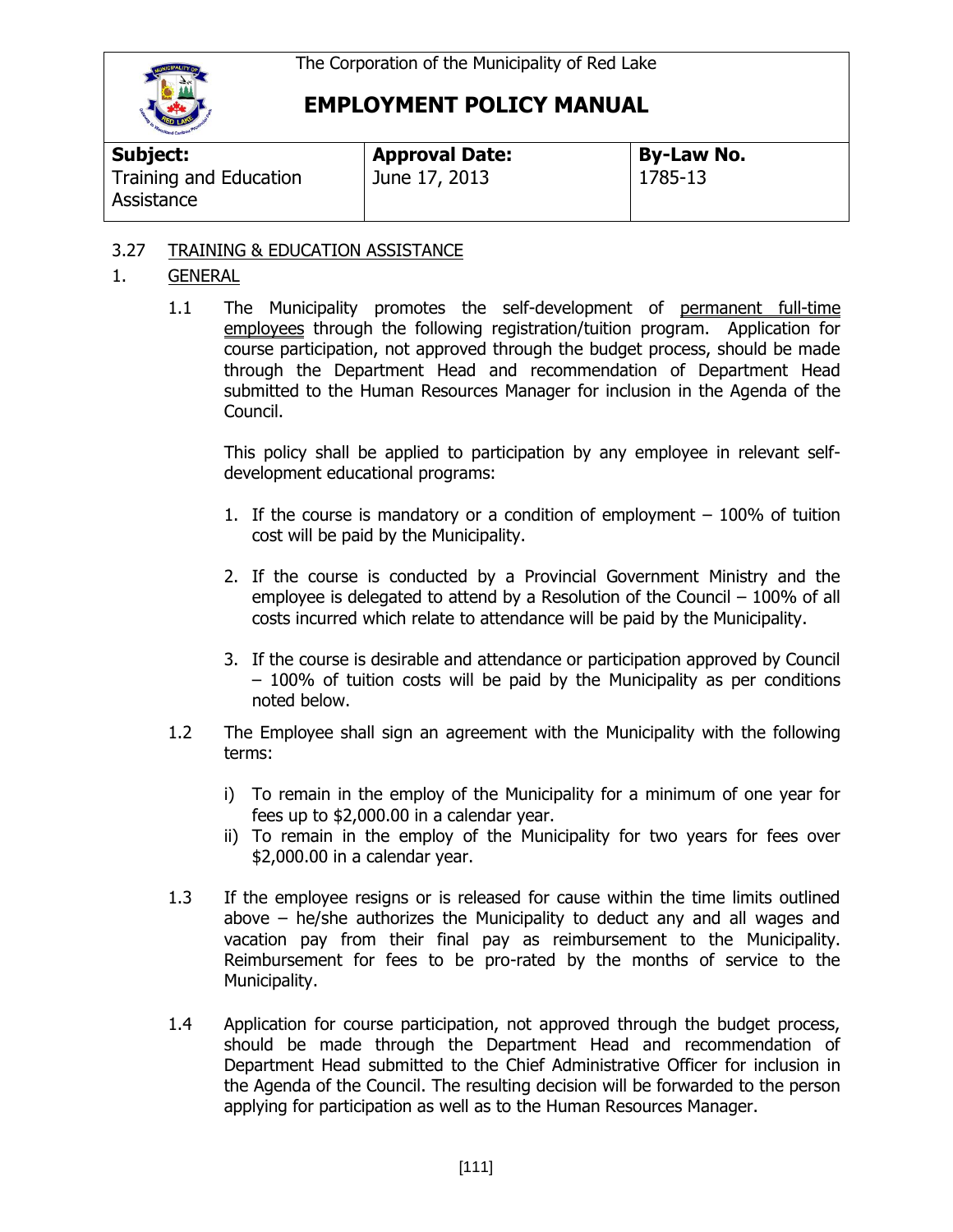The Corporation of the Municipality of Red Lake

# EMPLOYMENT POLICY MANUAL

| **Subject:** Training and Education Assistance | **Approval Date:** June 17, 2013 | **By-Law No.** 1785-13 |
|---|---|---|

## 3.27 TRAINING & EDUCATION ASSISTANCE

### 1. GENERAL

1.1 The Municipality promotes the self-development of permanent full-time employees through the following registration/tuition program. Application for course participation, not approved through the budget process, should be made through the Department Head and recommendation of Department Head submitted to the Human Resources Manager for inclusion in the Agenda of the Council.

This policy shall be applied to participation by any employee in relevant self-development educational programs:

1. If the course is mandatory or a condition of employment – 100% of tuition cost will be paid by the Municipality.
2. If the course is conducted by a Provincial Government Ministry and the employee is delegated to attend by a Resolution of the Council – 100% of all costs incurred which relate to attendance will be paid by the Municipality.
3. If the course is desirable and attendance or participation approved by Council – 100% of tuition costs will be paid by the Municipality as per conditions noted below.

1.2 The Employee shall sign an agreement with the Municipality with the following terms:

i) To remain in the employ of the Municipality for a minimum of one year for fees up to $2,000.00 in a calendar year.
ii) To remain in the employ of the Municipality for two years for fees over $2,000.00 in a calendar year.

1.3 If the employee resigns or is released for cause within the time limits outlined above – he/she authorizes the Municipality to deduct any and all wages and vacation pay from their final pay as reimbursement to the Municipality. Reimbursement for fees to be pro-rated by the months of service to the Municipality.

1.4 Application for course participation, not approved through the budget process, should be made through the Department Head and recommendation of Department Head submitted to the Chief Administrative Officer for inclusion in the Agenda of the Council. The resulting decision will be forwarded to the person applying for participation as well as to the Human Resources Manager.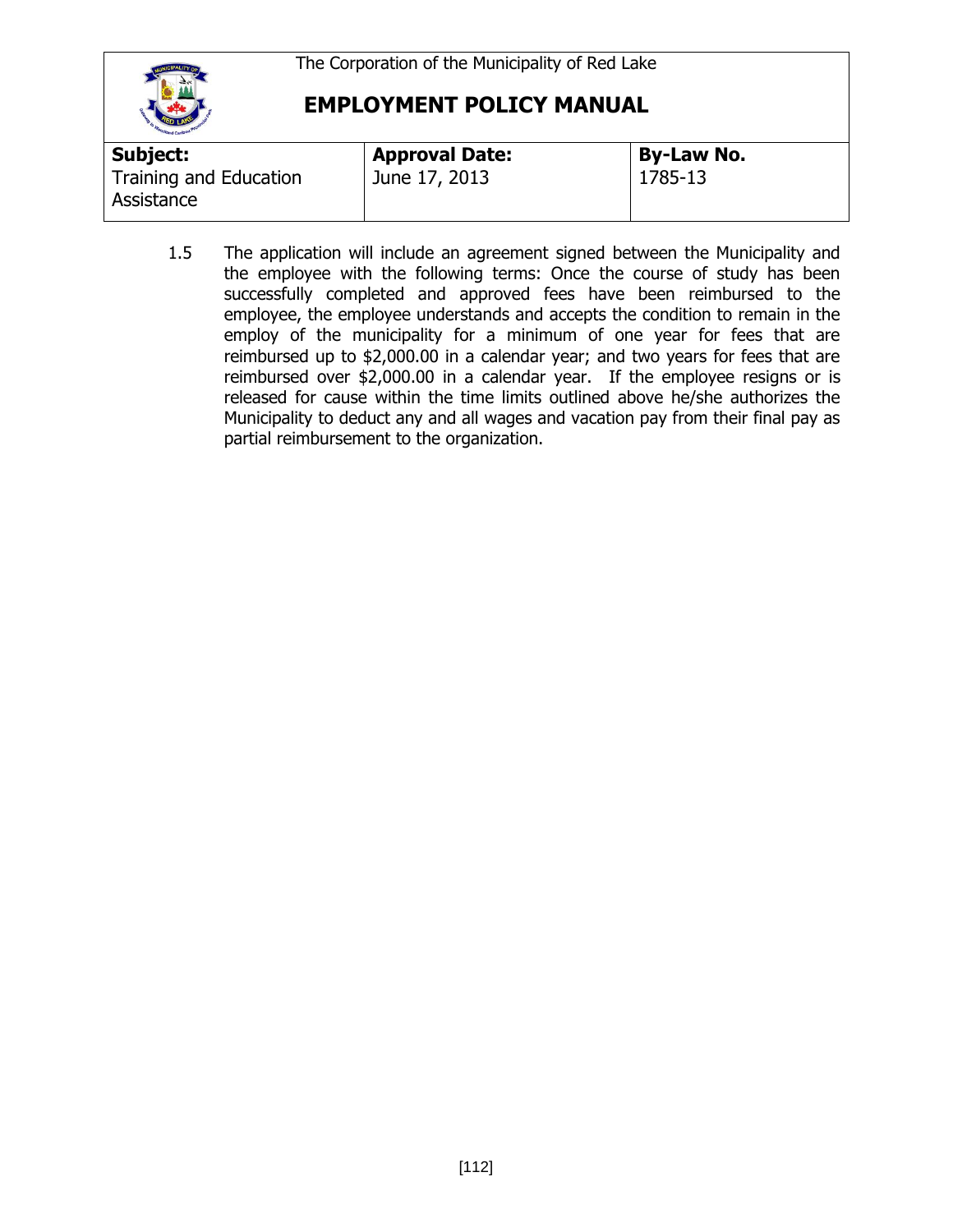1.5 The application will include an agreement signed between the Municipality and the employee with the following terms: Once the course of study has been successfully completed and approved fees have been reimbursed to the employee, the employee understands and accepts the condition to remain in the employ of the municipality for a minimum of one year for fees that are reimbursed up to $2,000.00 in a calendar year; and two years for fees that are reimbursed over $2,000.00 in a calendar year. If the employee resigns or is released for cause within the time limits outlined above he/she authorizes the Municipality to deduct any and all wages and vacation pay from their final pay as partial reimbursement to the organization.